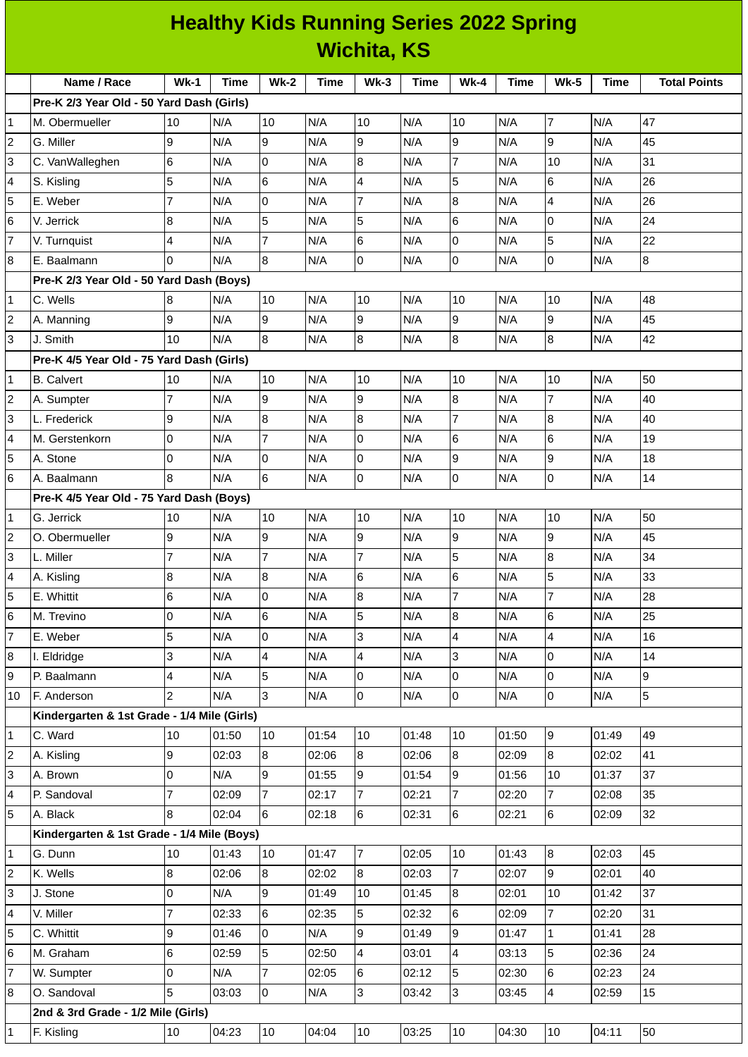# Healthy Kids Running Series 2022 Spring
## Wichita, KS

| | Name / Race | Wk-1 | Time | Wk-2 | Time | Wk-3 | Time | Wk-4 | Time | Wk-5 | Time | Total Points |
|---|---|---|---|---|---|---|---|---|---|---|---|---|
| | **Pre-K 2/3 Year Old - 50 Yard Dash (Girls)** | | | | | | | | | | | |
| 1 | M. Obermueller | 10 | N/A | 10 | N/A | 10 | N/A | 10 | N/A | 7 | N/A | 47 |
| 2 | G. Miller | 9 | N/A | 9 | N/A | 9 | N/A | 9 | N/A | 9 | N/A | 45 |
| 3 | C. VanWalleghen | 6 | N/A | 0 | N/A | 8 | N/A | 7 | N/A | 10 | N/A | 31 |
| 4 | S. Kisling | 5 | N/A | 6 | N/A | 4 | N/A | 5 | N/A | 6 | N/A | 26 |
| 5 | E. Weber | 7 | N/A | 0 | N/A | 7 | N/A | 8 | N/A | 4 | N/A | 26 |
| 6 | V. Jerrick | 8 | N/A | 5 | N/A | 5 | N/A | 6 | N/A | 0 | N/A | 24 |
| 7 | V. Turnquist | 4 | N/A | 7 | N/A | 6 | N/A | 0 | N/A | 5 | N/A | 22 |
| 8 | E. Baalmann | 0 | N/A | 8 | N/A | 0 | N/A | 0 | N/A | 0 | N/A | 8 |
| | **Pre-K 2/3 Year Old - 50 Yard Dash (Boys)** | | | | | | | | | | | |
| 1 | C. Wells | 8 | N/A | 10 | N/A | 10 | N/A | 10 | N/A | 10 | N/A | 48 |
| 2 | A. Manning | 9 | N/A | 9 | N/A | 9 | N/A | 9 | N/A | 9 | N/A | 45 |
| 3 | J. Smith | 10 | N/A | 8 | N/A | 8 | N/A | 8 | N/A | 8 | N/A | 42 |
| | **Pre-K 4/5 Year Old - 75 Yard Dash (Girls)** | | | | | | | | | | | |
| 1 | B. Calvert | 10 | N/A | 10 | N/A | 10 | N/A | 10 | N/A | 10 | N/A | 50 |
| 2 | A. Sumpter | 7 | N/A | 9 | N/A | 9 | N/A | 8 | N/A | 7 | N/A | 40 |
| 3 | L. Frederick | 9 | N/A | 8 | N/A | 8 | N/A | 7 | N/A | 8 | N/A | 40 |
| 4 | M. Gerstenkorn | 0 | N/A | 7 | N/A | 0 | N/A | 6 | N/A | 6 | N/A | 19 |
| 5 | A. Stone | 0 | N/A | 0 | N/A | 0 | N/A | 9 | N/A | 9 | N/A | 18 |
| 6 | A. Baalmann | 8 | N/A | 6 | N/A | 0 | N/A | 0 | N/A | 0 | N/A | 14 |
| | **Pre-K 4/5 Year Old - 75 Yard Dash (Boys)** | | | | | | | | | | | |
| 1 | G. Jerrick | 10 | N/A | 10 | N/A | 10 | N/A | 10 | N/A | 10 | N/A | 50 |
| 2 | O. Obermueller | 9 | N/A | 9 | N/A | 9 | N/A | 9 | N/A | 9 | N/A | 45 |
| 3 | L. Miller | 7 | N/A | 7 | N/A | 7 | N/A | 5 | N/A | 8 | N/A | 34 |
| 4 | A. Kisling | 8 | N/A | 8 | N/A | 6 | N/A | 6 | N/A | 5 | N/A | 33 |
| 5 | E. Whittit | 6 | N/A | 0 | N/A | 8 | N/A | 7 | N/A | 7 | N/A | 28 |
| 6 | M. Trevino | 0 | N/A | 6 | N/A | 5 | N/A | 8 | N/A | 6 | N/A | 25 |
| 7 | E. Weber | 5 | N/A | 0 | N/A | 3 | N/A | 4 | N/A | 4 | N/A | 16 |
| 8 | I. Eldridge | 3 | N/A | 4 | N/A | 4 | N/A | 3 | N/A | 0 | N/A | 14 |
| 9 | P. Baalmann | 4 | N/A | 5 | N/A | 0 | N/A | 0 | N/A | 0 | N/A | 9 |
| 10 | F. Anderson | 2 | N/A | 3 | N/A | 0 | N/A | 0 | N/A | 0 | N/A | 5 |
| | **Kindergarten & 1st Grade - 1/4 Mile (Girls)** | | | | | | | | | | | |
| 1 | C. Ward | 10 | 01:50 | 10 | 01:54 | 10 | 01:48 | 10 | 01:50 | 9 | 01:49 | 49 |
| 2 | A. Kisling | 9 | 02:03 | 8 | 02:06 | 8 | 02:06 | 8 | 02:09 | 8 | 02:02 | 41 |
| 3 | A. Brown | 0 | N/A | 9 | 01:55 | 9 | 01:54 | 9 | 01:56 | 10 | 01:37 | 37 |
| 4 | P. Sandoval | 7 | 02:09 | 7 | 02:17 | 7 | 02:21 | 7 | 02:20 | 7 | 02:08 | 35 |
| 5 | A. Black | 8 | 02:04 | 6 | 02:18 | 6 | 02:31 | 6 | 02:21 | 6 | 02:09 | 32 |
| | **Kindergarten & 1st Grade - 1/4 Mile (Boys)** | | | | | | | | | | | |
| 1 | G. Dunn | 10 | 01:43 | 10 | 01:47 | 7 | 02:05 | 10 | 01:43 | 8 | 02:03 | 45 |
| 2 | K. Wells | 8 | 02:06 | 8 | 02:02 | 8 | 02:03 | 7 | 02:07 | 9 | 02:01 | 40 |
| 3 | J. Stone | 0 | N/A | 9 | 01:49 | 10 | 01:45 | 8 | 02:01 | 10 | 01:42 | 37 |
| 4 | V. Miller | 7 | 02:33 | 6 | 02:35 | 5 | 02:32 | 6 | 02:09 | 7 | 02:20 | 31 |
| 5 | C. Whittit | 9 | 01:46 | 0 | N/A | 9 | 01:49 | 9 | 01:47 | 1 | 01:41 | 28 |
| 6 | M. Graham | 6 | 02:59 | 5 | 02:50 | 4 | 03:01 | 4 | 03:13 | 5 | 02:36 | 24 |
| 7 | W. Sumpter | 0 | N/A | 7 | 02:05 | 6 | 02:12 | 5 | 02:30 | 6 | 02:23 | 24 |
| 8 | O. Sandoval | 5 | 03:03 | 0 | N/A | 3 | 03:42 | 3 | 03:45 | 4 | 02:59 | 15 |
| | **2nd & 3rd Grade - 1/2 Mile (Girls)** | | | | | | | | | | | |
| 1 | F. Kisling | 10 | 04:23 | 10 | 04:04 | 10 | 03:25 | 10 | 04:30 | 10 | 04:11 | 50 |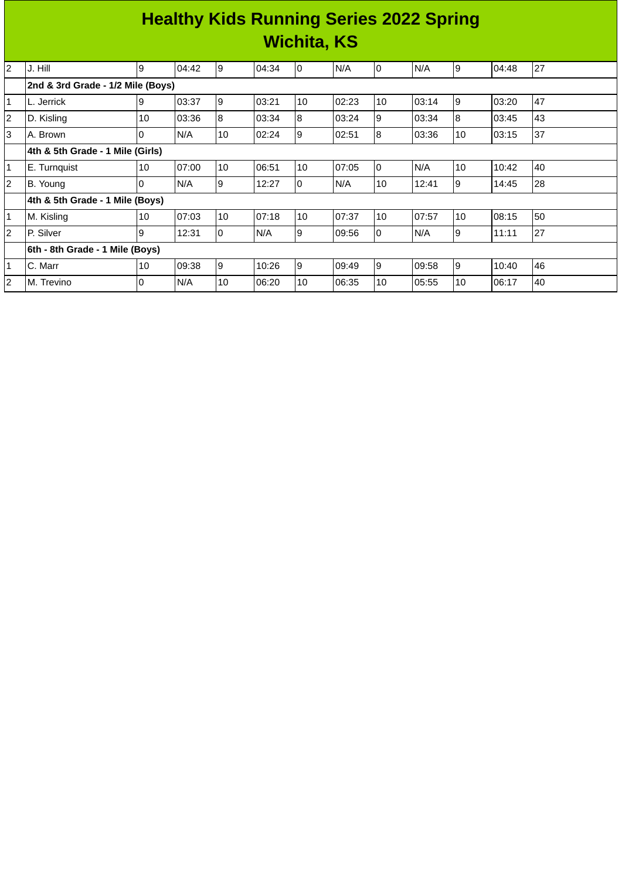# Healthy Kids Running Series 2022 Spring
## Wichita, KS

| | | | | | | | | | | | | |
|---|---|---|---|---|---|---|---|---|---|---|---|---|
| 2 | J. Hill | 9 | 04:42 | 9 | 04:34 | 0 | N/A | 0 | N/A | 9 | 04:48 | 27 |
| | **2nd & 3rd Grade - 1/2 Mile (Boys)** | | | | | | | | | | | |
| 1 | L. Jerrick | 9 | 03:37 | 9 | 03:21 | 10 | 02:23 | 10 | 03:14 | 9 | 03:20 | 47 |
| 2 | D. Kisling | 10 | 03:36 | 8 | 03:34 | 8 | 03:24 | 9 | 03:34 | 8 | 03:45 | 43 |
| 3 | A. Brown | 0 | N/A | 10 | 02:24 | 9 | 02:51 | 8 | 03:36 | 10 | 03:15 | 37 |
| | **4th & 5th Grade - 1 Mile (Girls)** | | | | | | | | | | | |
| 1 | E. Turnquist | 10 | 07:00 | 10 | 06:51 | 10 | 07:05 | 0 | N/A | 10 | 10:42 | 40 |
| 2 | B. Young | 0 | N/A | 9 | 12:27 | 0 | N/A | 10 | 12:41 | 9 | 14:45 | 28 |
| | **4th & 5th Grade - 1 Mile (Boys)** | | | | | | | | | | | |
| 1 | M. Kisling | 10 | 07:03 | 10 | 07:18 | 10 | 07:37 | 10 | 07:57 | 10 | 08:15 | 50 |
| 2 | P. Silver | 9 | 12:31 | 0 | N/A | 9 | 09:56 | 0 | N/A | 9 | 11:11 | 27 |
| | **6th - 8th Grade - 1 Mile (Boys)** | | | | | | | | | | | |
| 1 | C. Marr | 10 | 09:38 | 9 | 10:26 | 9 | 09:49 | 9 | 09:58 | 9 | 10:40 | 46 |
| 2 | M. Trevino | 0 | N/A | 10 | 06:20 | 10 | 06:35 | 10 | 05:55 | 10 | 06:17 | 40 |